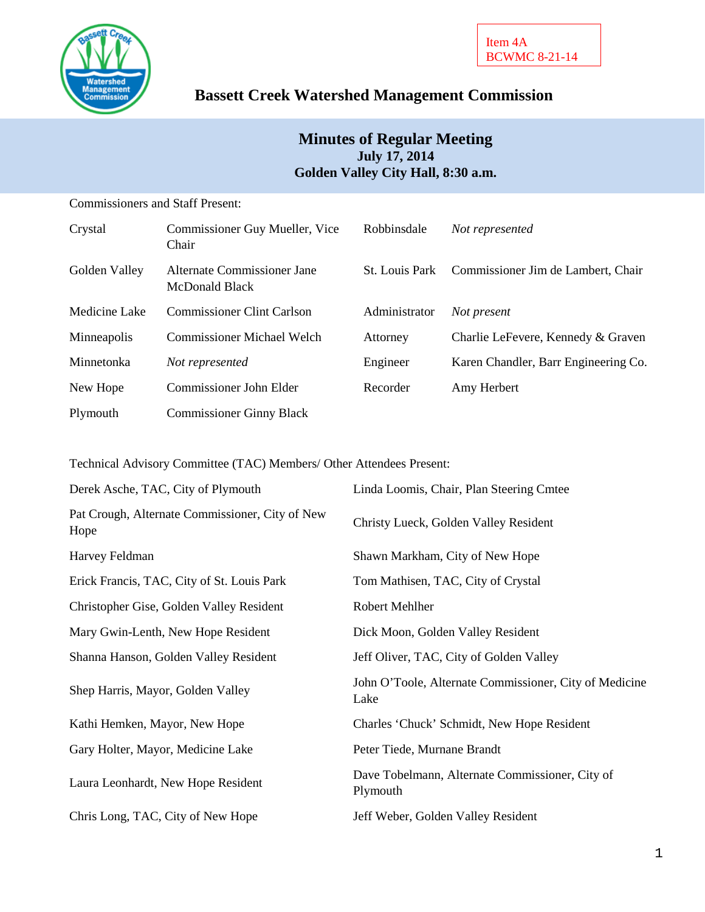Item 4A
BCWMC 8-21-14

# Bassett Creek Watershed Management Commission

## Minutes of Regular Meeting
**July 17, 2014**
**Golden Valley City Hall, 8:30 a.m.**

Commissioners and Staff Present:

| | | | |
|---|---|---|---|
| Crystal | Commissioner Guy Mueller, Vice Chair | Robbinsdale | *Not represented* |
| Golden Valley | Alternate Commissioner Jane McDonald Black | St. Louis Park | Commissioner Jim de Lambert, Chair |
| Medicine Lake | Commissioner Clint Carlson | Administrator | *Not present* |
| Minneapolis | Commissioner Michael Welch | Attorney | Charlie LeFevere, Kennedy & Graven |
| Minnetonka | *Not represented* | Engineer | Karen Chandler, Barr Engineering Co. |
| New Hope | Commissioner John Elder | Recorder | Amy Herbert |
| Plymouth | Commissioner Ginny Black | | |

Technical Advisory Committee (TAC) Members/ Other Attendees Present:

| | |
|---|---|
| Derek Asche, TAC, City of Plymouth | Linda Loomis, Chair, Plan Steering Cmtee |
| Pat Crough, Alternate Commissioner, City of New Hope | Christy Lueck, Golden Valley Resident |
| Harvey Feldman | Shawn Markham, City of New Hope |
| Erick Francis, TAC, City of St. Louis Park | Tom Mathisen, TAC, City of Crystal |
| Christopher Gise, Golden Valley Resident | Robert Mehlher |
| Mary Gwin-Lenth, New Hope Resident | Dick Moon, Golden Valley Resident |
| Shanna Hanson, Golden Valley Resident | Jeff Oliver, TAC, City of Golden Valley |
| Shep Harris, Mayor, Golden Valley | John O'Toole, Alternate Commissioner, City of Medicine Lake |
| Kathi Hemken, Mayor, New Hope | Charles 'Chuck' Schmidt, New Hope Resident |
| Gary Holter, Mayor, Medicine Lake | Peter Tiede, Murnane Brandt |
| Laura Leonhardt, New Hope Resident | Dave Tobelmann, Alternate Commissioner, City of Plymouth |
| Chris Long, TAC, City of New Hope | Jeff Weber, Golden Valley Resident |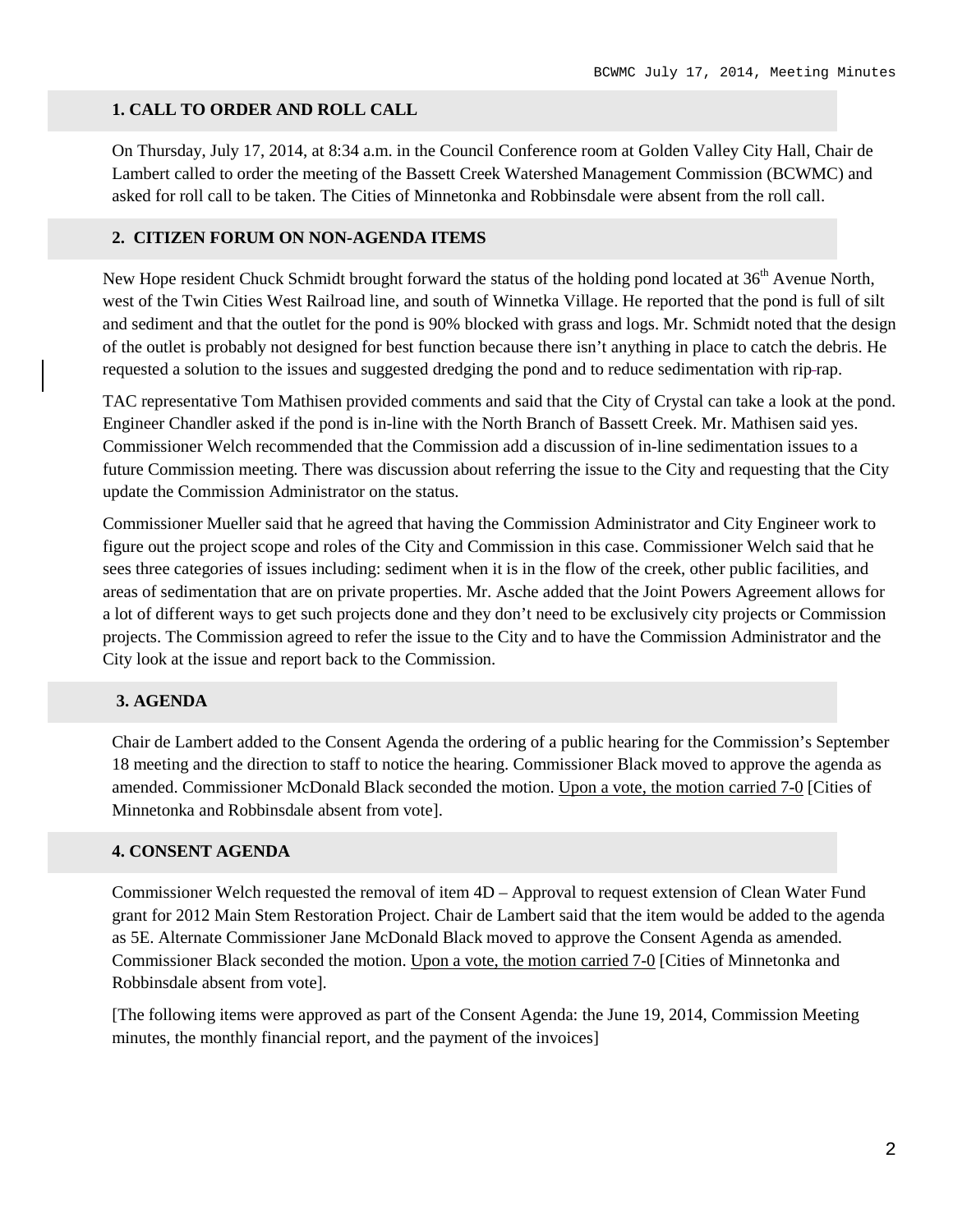## 1. CALL TO ORDER AND ROLL CALL

On Thursday, July 17, 2014, at 8:34 a.m. in the Council Conference room at Golden Valley City Hall, Chair de Lambert called to order the meeting of the Bassett Creek Watershed Management Commission (BCWMC) and asked for roll call to be taken. The Cities of Minnetonka and Robbinsdale were absent from the roll call.

## 2. CITIZEN FORUM ON NON-AGENDA ITEMS

New Hope resident Chuck Schmidt brought forward the status of the holding pond located at 36th Avenue North, west of the Twin Cities West Railroad line, and south of Winnetka Village. He reported that the pond is full of silt and sediment and that the outlet for the pond is 90% blocked with grass and logs. Mr. Schmidt noted that the design of the outlet is probably not designed for best function because there isn't anything in place to catch the debris. He requested a solution to the issues and suggested dredging the pond and to reduce sedimentation with rip-rap.

TAC representative Tom Mathisen provided comments and said that the City of Crystal can take a look at the pond. Engineer Chandler asked if the pond is in-line with the North Branch of Bassett Creek. Mr. Mathisen said yes. Commissioner Welch recommended that the Commission add a discussion of in-line sedimentation issues to a future Commission meeting. There was discussion about referring the issue to the City and requesting that the City update the Commission Administrator on the status.

Commissioner Mueller said that he agreed that having the Commission Administrator and City Engineer work to figure out the project scope and roles of the City and Commission in this case. Commissioner Welch said that he sees three categories of issues including: sediment when it is in the flow of the creek, other public facilities, and areas of sedimentation that are on private properties. Mr. Asche added that the Joint Powers Agreement allows for a lot of different ways to get such projects done and they don't need to be exclusively city projects or Commission projects. The Commission agreed to refer the issue to the City and to have the Commission Administrator and the City look at the issue and report back to the Commission.

## 3. AGENDA

Chair de Lambert added to the Consent Agenda the ordering of a public hearing for the Commission's September 18 meeting and the direction to staff to notice the hearing. Commissioner Black moved to approve the agenda as amended. Commissioner McDonald Black seconded the motion. Upon a vote, the motion carried 7-0 [Cities of Minnetonka and Robbinsdale absent from vote].

## 4. CONSENT AGENDA

Commissioner Welch requested the removal of item 4D – Approval to request extension of Clean Water Fund grant for 2012 Main Stem Restoration Project. Chair de Lambert said that the item would be added to the agenda as 5E. Alternate Commissioner Jane McDonald Black moved to approve the Consent Agenda as amended. Commissioner Black seconded the motion. Upon a vote, the motion carried 7-0 [Cities of Minnetonka and Robbinsdale absent from vote].

[The following items were approved as part of the Consent Agenda: the June 19, 2014, Commission Meeting minutes, the monthly financial report, and the payment of the invoices]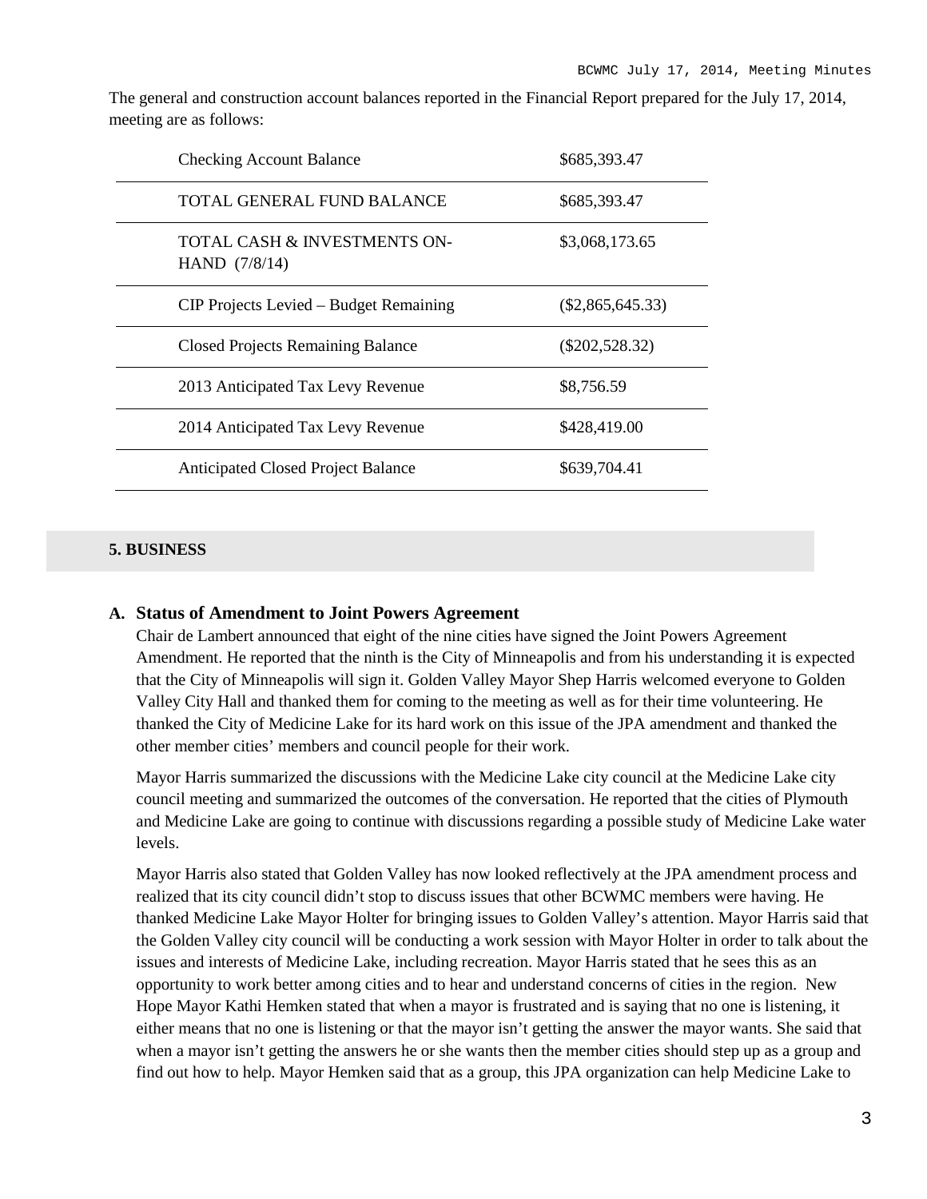The general and construction account balances reported in the Financial Report prepared for the July 17, 2014, meeting are as follows:

| | |
|---|---|
| Checking Account Balance | $685,393.47 |
| TOTAL GENERAL FUND BALANCE | $685,393.47 |
| TOTAL CASH & INVESTMENTS ON-HAND (7/8/14) | $3,068,173.65 |
| CIP Projects Levied – Budget Remaining | ($2,865,645.33) |
| Closed Projects Remaining Balance | ($202,528.32) |
| 2013 Anticipated Tax Levy Revenue | $8,756.59 |
| 2014 Anticipated Tax Levy Revenue | $428,419.00 |
| Anticipated Closed Project Balance | $639,704.41 |

## 5. BUSINESS

### A. Status of Amendment to Joint Powers Agreement

Chair de Lambert announced that eight of the nine cities have signed the Joint Powers Agreement Amendment. He reported that the ninth is the City of Minneapolis and from his understanding it is expected that the City of Minneapolis will sign it. Golden Valley Mayor Shep Harris welcomed everyone to Golden Valley City Hall and thanked them for coming to the meeting as well as for their time volunteering. He thanked the City of Medicine Lake for its hard work on this issue of the JPA amendment and thanked the other member cities' members and council people for their work.

Mayor Harris summarized the discussions with the Medicine Lake city council at the Medicine Lake city council meeting and summarized the outcomes of the conversation. He reported that the cities of Plymouth and Medicine Lake are going to continue with discussions regarding a possible study of Medicine Lake water levels.

Mayor Harris also stated that Golden Valley has now looked reflectively at the JPA amendment process and realized that its city council didn't stop to discuss issues that other BCWMC members were having. He thanked Medicine Lake Mayor Holter for bringing issues to Golden Valley's attention. Mayor Harris said that the Golden Valley city council will be conducting a work session with Mayor Holter in order to talk about the issues and interests of Medicine Lake, including recreation. Mayor Harris stated that he sees this as an opportunity to work better among cities and to hear and understand concerns of cities in the region. New Hope Mayor Kathi Hemken stated that when a mayor is frustrated and is saying that no one is listening, it either means that no one is listening or that the mayor isn't getting the answer the mayor wants. She said that when a mayor isn't getting the answers he or she wants then the member cities should step up as a group and find out how to help. Mayor Hemken said that as a group, this JPA organization can help Medicine Lake to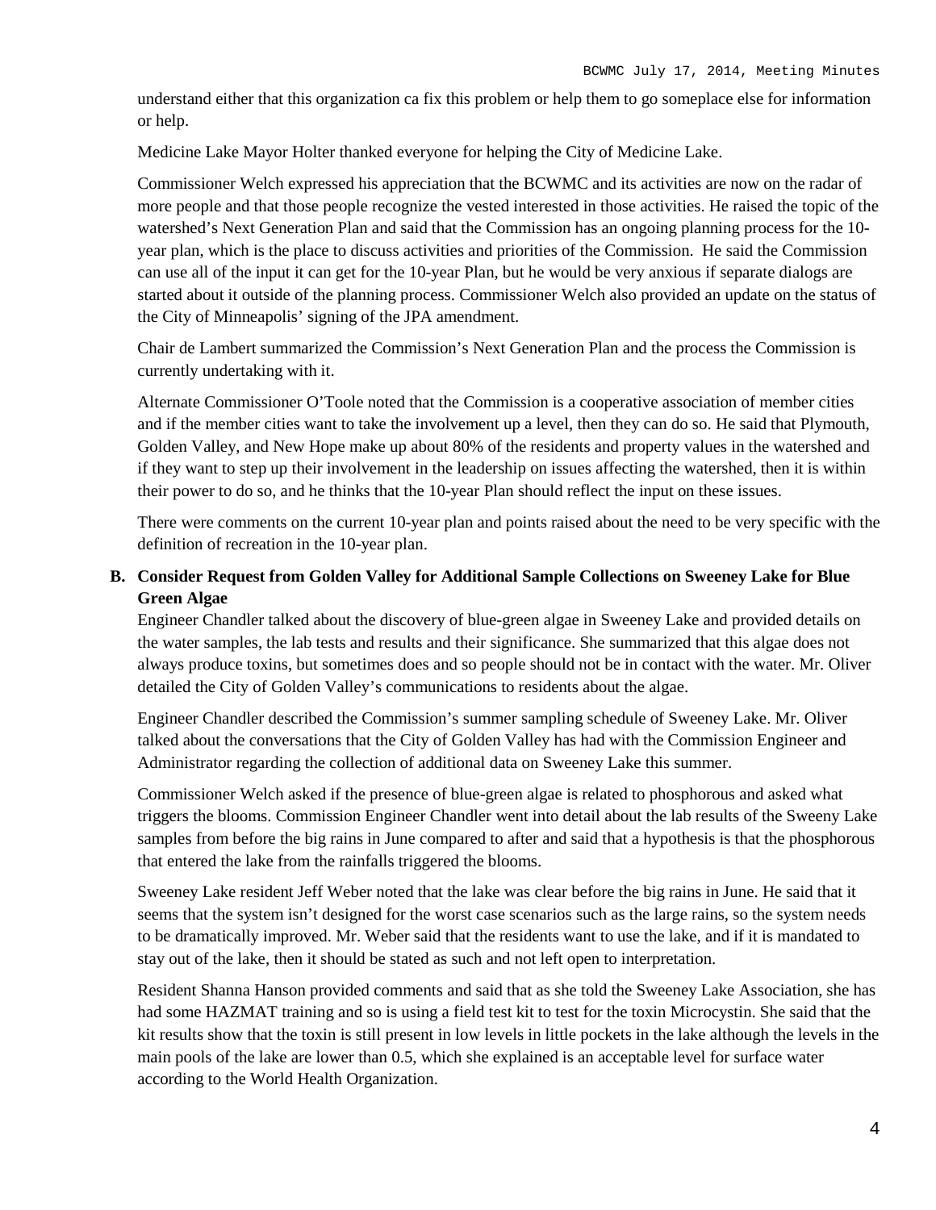understand either that this organization ca fix this problem or help them to go someplace else for information or help.

Medicine Lake Mayor Holter thanked everyone for helping the City of Medicine Lake.

Commissioner Welch expressed his appreciation that the BCWMC and its activities are now on the radar of more people and that those people recognize the vested interested in those activities. He raised the topic of the watershed's Next Generation Plan and said that the Commission has an ongoing planning process for the 10-year plan, which is the place to discuss activities and priorities of the Commission. He said the Commission can use all of the input it can get for the 10-year Plan, but he would be very anxious if separate dialogs are started about it outside of the planning process. Commissioner Welch also provided an update on the status of the City of Minneapolis' signing of the JPA amendment.

Chair de Lambert summarized the Commission's Next Generation Plan and the process the Commission is currently undertaking with it.

Alternate Commissioner O'Toole noted that the Commission is a cooperative association of member cities and if the member cities want to take the involvement up a level, then they can do so. He said that Plymouth, Golden Valley, and New Hope make up about 80% of the residents and property values in the watershed and if they want to step up their involvement in the leadership on issues affecting the watershed, then it is within their power to do so, and he thinks that the 10-year Plan should reflect the input on these issues.

There were comments on the current 10-year plan and points raised about the need to be very specific with the definition of recreation in the 10-year plan.

**B. Consider Request from Golden Valley for Additional Sample Collections on Sweeney Lake for Blue Green Algae**

Engineer Chandler talked about the discovery of blue-green algae in Sweeney Lake and provided details on the water samples, the lab tests and results and their significance. She summarized that this algae does not always produce toxins, but sometimes does and so people should not be in contact with the water. Mr. Oliver detailed the City of Golden Valley's communications to residents about the algae.

Engineer Chandler described the Commission's summer sampling schedule of Sweeney Lake. Mr. Oliver talked about the conversations that the City of Golden Valley has had with the Commission Engineer and Administrator regarding the collection of additional data on Sweeney Lake this summer.

Commissioner Welch asked if the presence of blue-green algae is related to phosphorous and asked what triggers the blooms. Commission Engineer Chandler went into detail about the lab results of the Sweeny Lake samples from before the big rains in June compared to after and said that a hypothesis is that the phosphorous that entered the lake from the rainfalls triggered the blooms.

Sweeney Lake resident Jeff Weber noted that the lake was clear before the big rains in June. He said that it seems that the system isn't designed for the worst case scenarios such as the large rains, so the system needs to be dramatically improved. Mr. Weber said that the residents want to use the lake, and if it is mandated to stay out of the lake, then it should be stated as such and not left open to interpretation.

Resident Shanna Hanson provided comments and said that as she told the Sweeney Lake Association, she has had some HAZMAT training and so is using a field test kit to test for the toxin Microcystin. She said that the kit results show that the toxin is still present in low levels in little pockets in the lake although the levels in the main pools of the lake are lower than 0.5, which she explained is an acceptable level for surface water according to the World Health Organization.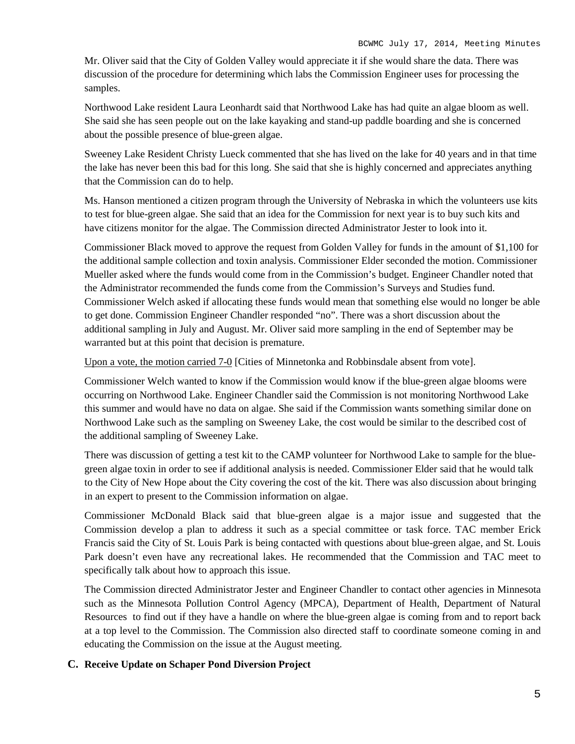Mr. Oliver said that the City of Golden Valley would appreciate it if she would share the data. There was discussion of the procedure for determining which labs the Commission Engineer uses for processing the samples.

Northwood Lake resident Laura Leonhardt said that Northwood Lake has had quite an algae bloom as well. She said she has seen people out on the lake kayaking and stand-up paddle boarding and she is concerned about the possible presence of blue-green algae.

Sweeney Lake Resident Christy Lueck commented that she has lived on the lake for 40 years and in that time the lake has never been this bad for this long. She said that she is highly concerned and appreciates anything that the Commission can do to help.

Ms. Hanson mentioned a citizen program through the University of Nebraska in which the volunteers use kits to test for blue-green algae. She said that an idea for the Commission for next year is to buy such kits and have citizens monitor for the algae. The Commission directed Administrator Jester to look into it.

Commissioner Black moved to approve the request from Golden Valley for funds in the amount of $1,100 for the additional sample collection and toxin analysis. Commissioner Elder seconded the motion. Commissioner Mueller asked where the funds would come from in the Commission's budget. Engineer Chandler noted that the Administrator recommended the funds come from the Commission's Surveys and Studies fund. Commissioner Welch asked if allocating these funds would mean that something else would no longer be able to get done. Commission Engineer Chandler responded "no". There was a short discussion about the additional sampling in July and August. Mr. Oliver said more sampling in the end of September may be warranted but at this point that decision is premature.

<u>Upon a vote, the motion carried 7-0</u> [Cities of Minnetonka and Robbinsdale absent from vote].

Commissioner Welch wanted to know if the Commission would know if the blue-green algae blooms were occurring on Northwood Lake. Engineer Chandler said the Commission is not monitoring Northwood Lake this summer and would have no data on algae. She said if the Commission wants something similar done on Northwood Lake such as the sampling on Sweeney Lake, the cost would be similar to the described cost of the additional sampling of Sweeney Lake.

There was discussion of getting a test kit to the CAMP volunteer for Northwood Lake to sample for the blue-green algae toxin in order to see if additional analysis is needed. Commissioner Elder said that he would talk to the City of New Hope about the City covering the cost of the kit. There was also discussion about bringing in an expert to present to the Commission information on algae.

Commissioner McDonald Black said that blue-green algae is a major issue and suggested that the Commission develop a plan to address it such as a special committee or task force. TAC member Erick Francis said the City of St. Louis Park is being contacted with questions about blue-green algae, and St. Louis Park doesn't even have any recreational lakes. He recommended that the Commission and TAC meet to specifically talk about how to approach this issue.

The Commission directed Administrator Jester and Engineer Chandler to contact other agencies in Minnesota such as the Minnesota Pollution Control Agency (MPCA), Department of Health, Department of Natural Resources to find out if they have a handle on where the blue-green algae is coming from and to report back at a top level to the Commission. The Commission also directed staff to coordinate someone coming in and educating the Commission on the issue at the August meeting.

### C. Receive Update on Schaper Pond Diversion Project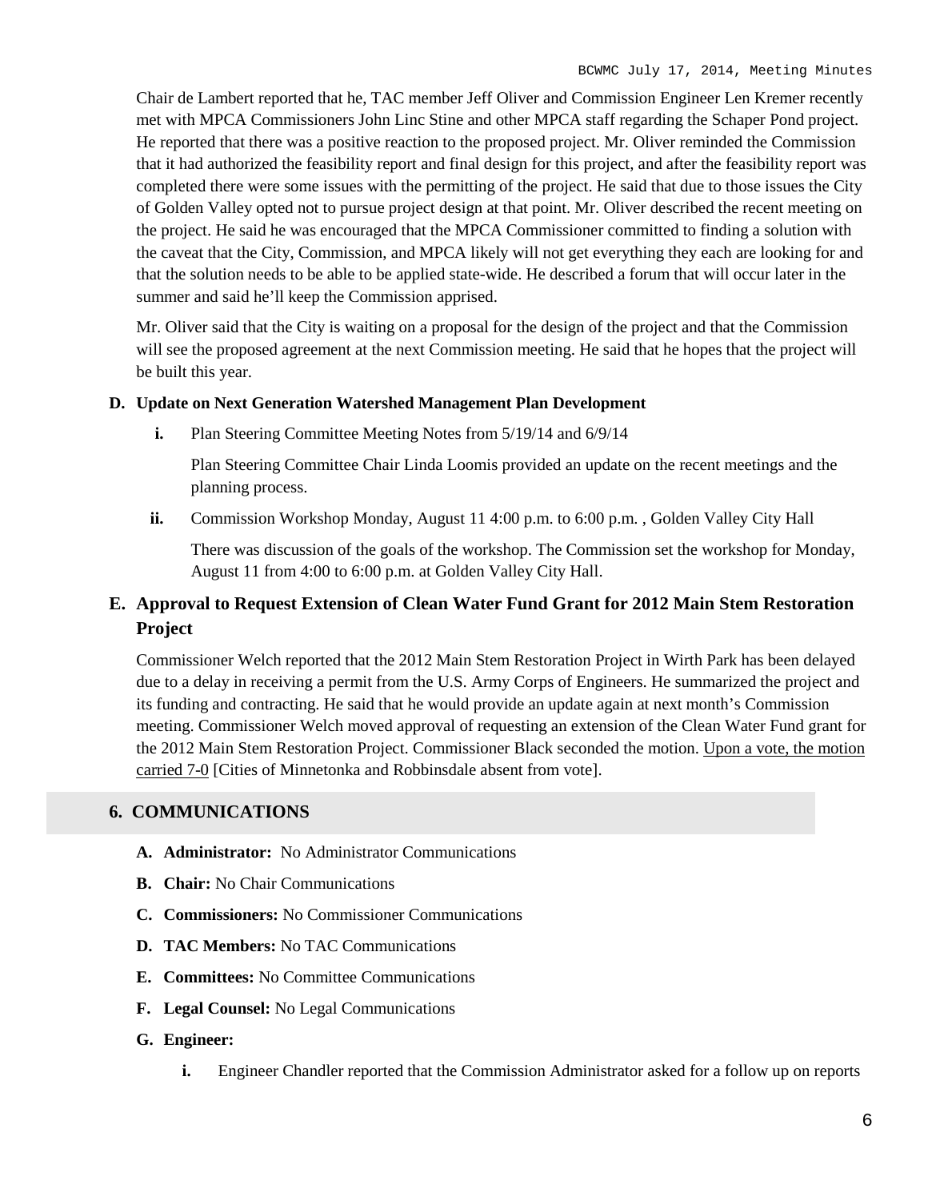Chair de Lambert reported that he, TAC member Jeff Oliver and Commission Engineer Len Kremer recently met with MPCA Commissioners John Linc Stine and other MPCA staff regarding the Schaper Pond project. He reported that there was a positive reaction to the proposed project. Mr. Oliver reminded the Commission that it had authorized the feasibility report and final design for this project, and after the feasibility report was completed there were some issues with the permitting of the project. He said that due to those issues the City of Golden Valley opted not to pursue project design at that point. Mr. Oliver described the recent meeting on the project. He said he was encouraged that the MPCA Commissioner committed to finding a solution with the caveat that the City, Commission, and MPCA likely will not get everything they each are looking for and that the solution needs to be able to be applied state-wide. He described a forum that will occur later in the summer and said he'll keep the Commission apprised.

Mr. Oliver said that the City is waiting on a proposal for the design of the project and that the Commission will see the proposed agreement at the next Commission meeting. He said that he hopes that the project will be built this year.

**D. Update on Next Generation Watershed Management Plan Development**

**i.** Plan Steering Committee Meeting Notes from 5/19/14 and 6/9/14

Plan Steering Committee Chair Linda Loomis provided an update on the recent meetings and the planning process.

**ii.** Commission Workshop Monday, August 11 4:00 p.m. to 6:00 p.m. , Golden Valley City Hall

There was discussion of the goals of the workshop. The Commission set the workshop for Monday, August 11 from 4:00 to 6:00 p.m. at Golden Valley City Hall.

### E. Approval to Request Extension of Clean Water Fund Grant for 2012 Main Stem Restoration Project

Commissioner Welch reported that the 2012 Main Stem Restoration Project in Wirth Park has been delayed due to a delay in receiving a permit from the U.S. Army Corps of Engineers. He summarized the project and its funding and contracting. He said that he would provide an update again at next month's Commission meeting. Commissioner Welch moved approval of requesting an extension of the Clean Water Fund grant for the 2012 Main Stem Restoration Project. Commissioner Black seconded the motion. Upon a vote, the motion carried 7-0 [Cities of Minnetonka and Robbinsdale absent from vote].

## 6. COMMUNICATIONS

**A. Administrator:** No Administrator Communications

**B. Chair:** No Chair Communications

**C. Commissioners:** No Commissioner Communications

**D. TAC Members:** No TAC Communications

**E. Committees:** No Committee Communications

**F. Legal Counsel:** No Legal Communications

**G. Engineer:**

**i.** Engineer Chandler reported that the Commission Administrator asked for a follow up on reports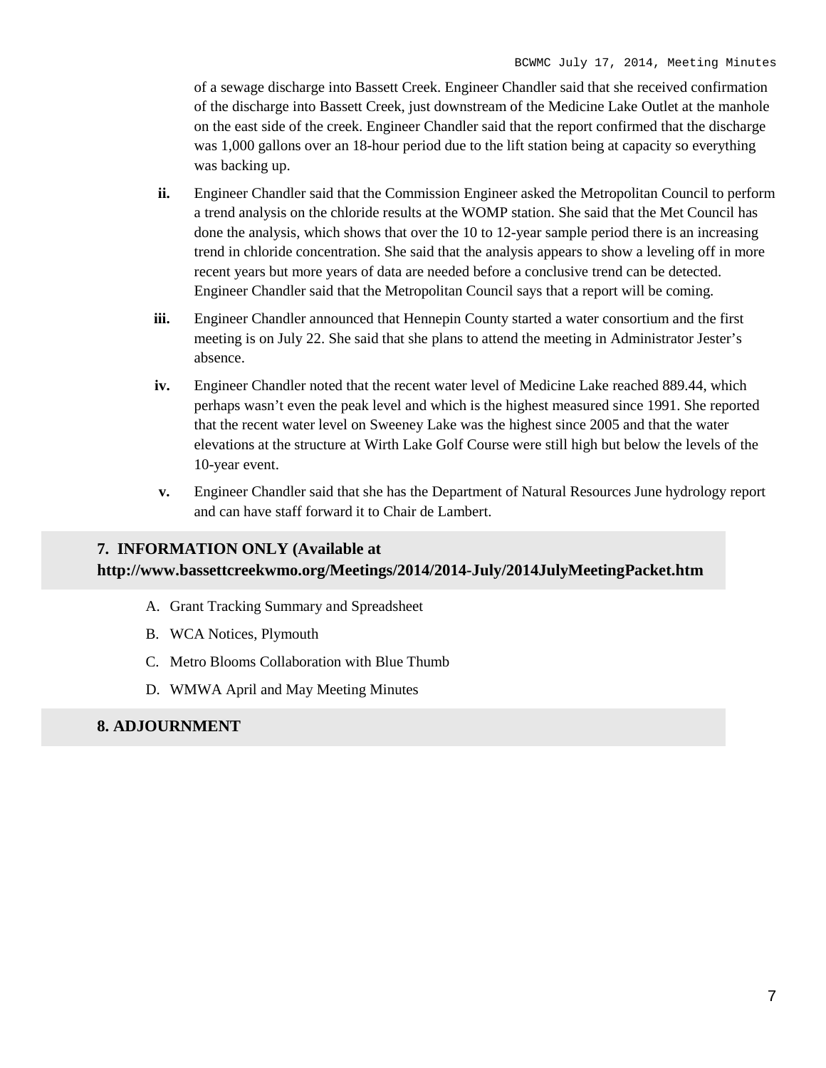of a sewage discharge into Bassett Creek. Engineer Chandler said that she received confirmation of the discharge into Bassett Creek, just downstream of the Medicine Lake Outlet at the manhole on the east side of the creek. Engineer Chandler said that the report confirmed that the discharge was 1,000 gallons over an 18-hour period due to the lift station being at capacity so everything was backing up.

**ii.** Engineer Chandler said that the Commission Engineer asked the Metropolitan Council to perform a trend analysis on the chloride results at the WOMP station. She said that the Met Council has done the analysis, which shows that over the 10 to 12-year sample period there is an increasing trend in chloride concentration. She said that the analysis appears to show a leveling off in more recent years but more years of data are needed before a conclusive trend can be detected. Engineer Chandler said that the Metropolitan Council says that a report will be coming.

**iii.** Engineer Chandler announced that Hennepin County started a water consortium and the first meeting is on July 22. She said that she plans to attend the meeting in Administrator Jester's absence.

**iv.** Engineer Chandler noted that the recent water level of Medicine Lake reached 889.44, which perhaps wasn't even the peak level and which is the highest measured since 1991. She reported that the recent water level on Sweeney Lake was the highest since 2005 and that the water elevations at the structure at Wirth Lake Golf Course were still high but below the levels of the 10-year event.

**v.** Engineer Chandler said that she has the Department of Natural Resources June hydrology report and can have staff forward it to Chair de Lambert.

## 7. INFORMATION ONLY (Available at http://www.bassettcreekwmo.org/Meetings/2014/2014-July/2014JulyMeetingPacket.htm

A. Grant Tracking Summary and Spreadsheet

B. WCA Notices, Plymouth

C. Metro Blooms Collaboration with Blue Thumb

D. WMWA April and May Meeting Minutes

## 8. ADJOURNMENT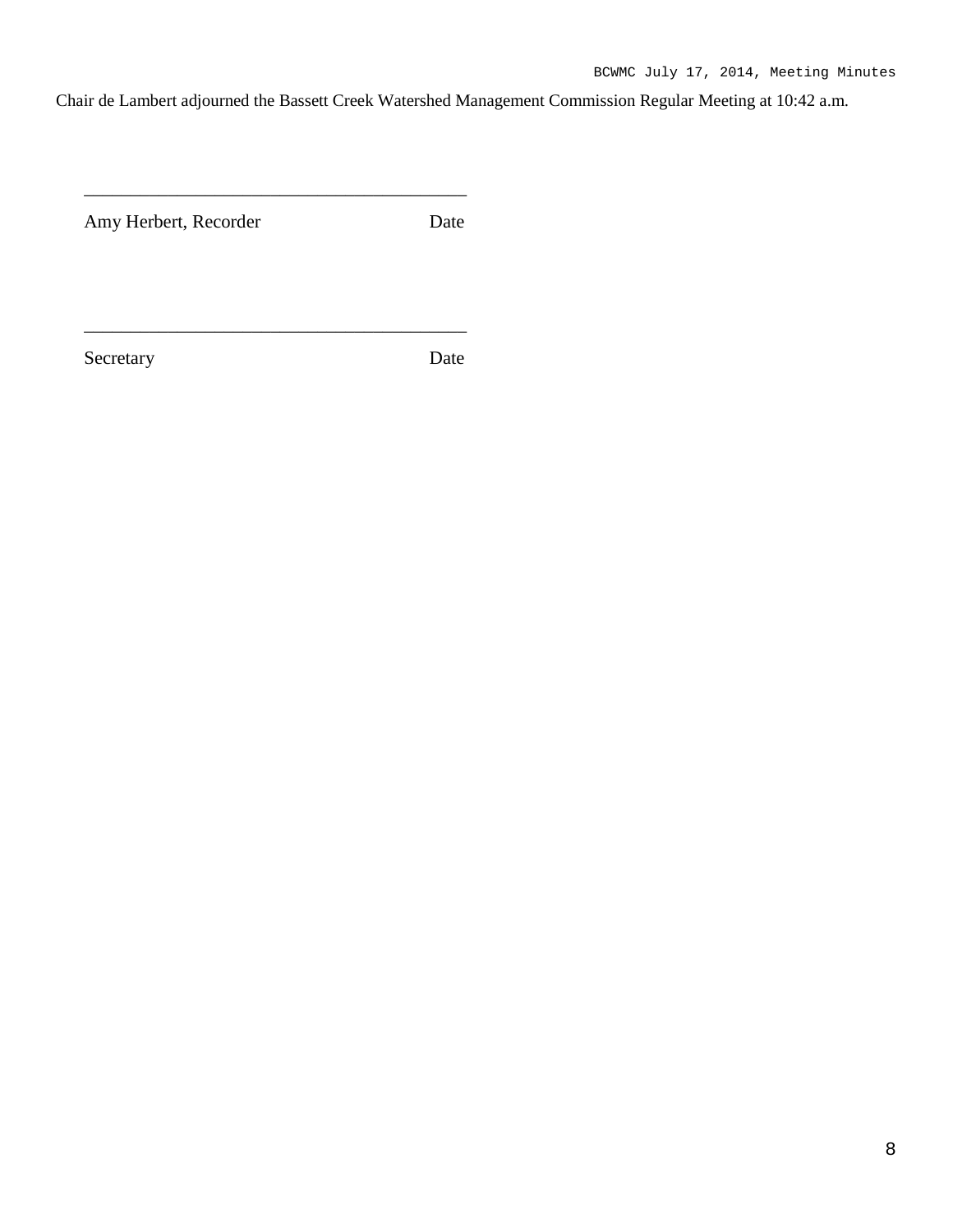Chair de Lambert adjourned the Bassett Creek Watershed Management Commission Regular Meeting at 10:42 a.m.

\_\_\_\_\_\_\_\_\_\_\_\_\_\_\_\_\_\_\_\_\_\_\_\_\_\_\_\_\_\_\_\_\_\_\_\_\_\_\_\_\_\_

Amy Herbert, Recorder Date

\_\_\_\_\_\_\_\_\_\_\_\_\_\_\_\_\_\_\_\_\_\_\_\_\_\_\_\_\_\_\_\_\_\_\_\_\_\_\_\_\_\_

Secretary Date